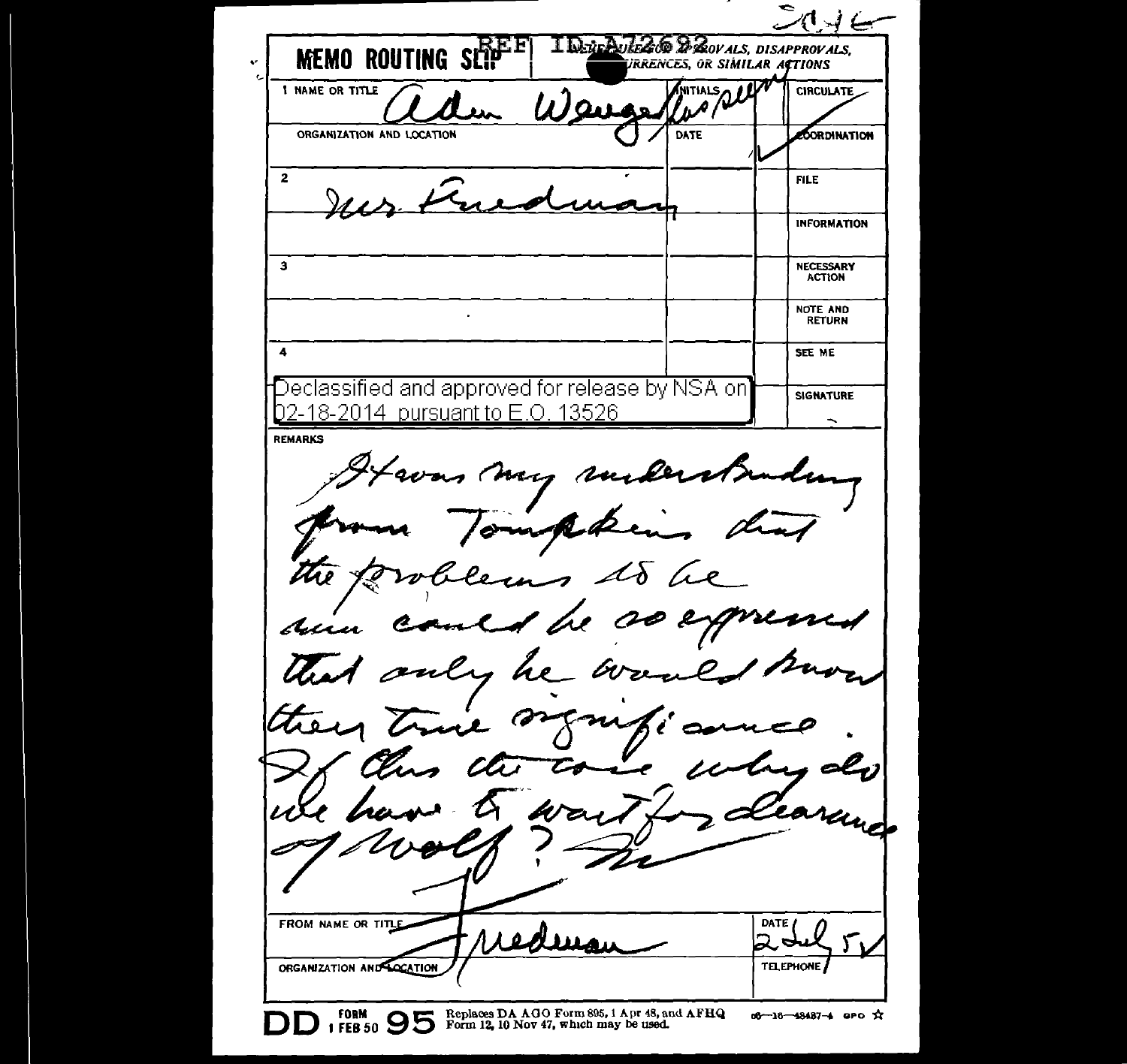REF ID:A72692

# MEMO ROUTING SLIP

NEVER USE FOR APPROVALS, DISAPPROVALS, CONCURRENCES, OR SIMILAR ACTIONS

| | NAME OR TITLE | INITIALS | | |
|---|---|---|---|---|
| 1 | Adm Wenger (as per) | | ✓ | CIRCULATE |
| | ORGANIZATION AND LOCATION | DATE | | COORDINATION |
| 2 | Mr. Friedman | | | FILE |
| | | | | INFORMATION |
| 3 | | | | NECESSARY ACTION |
| | | | | NOTE AND RETURN |
| 4 | | | | SEE ME |
| | | | | SIGNATURE |

Declassified and approved for release by NSA on 02-18-2014 pursuant to E.O. 13526

**REMARKS**

It was my understanding from Tompkins that the problems to be run could be so expressed that only he would know their true significance. If this the case why do we have to wait for clearance of Wolf? F

FROM NAME OR TITLE: Friedman

DATE: 2 July 51

ORGANIZATION AND LOCATION

TELEPHONE

DD FORM 1 FEB 50 95 Replaces DA AGO Form 895, 1 Apr 48, and AFHQ Form 12, 10 Nov 47, which may be used.

16—48487-4 GPO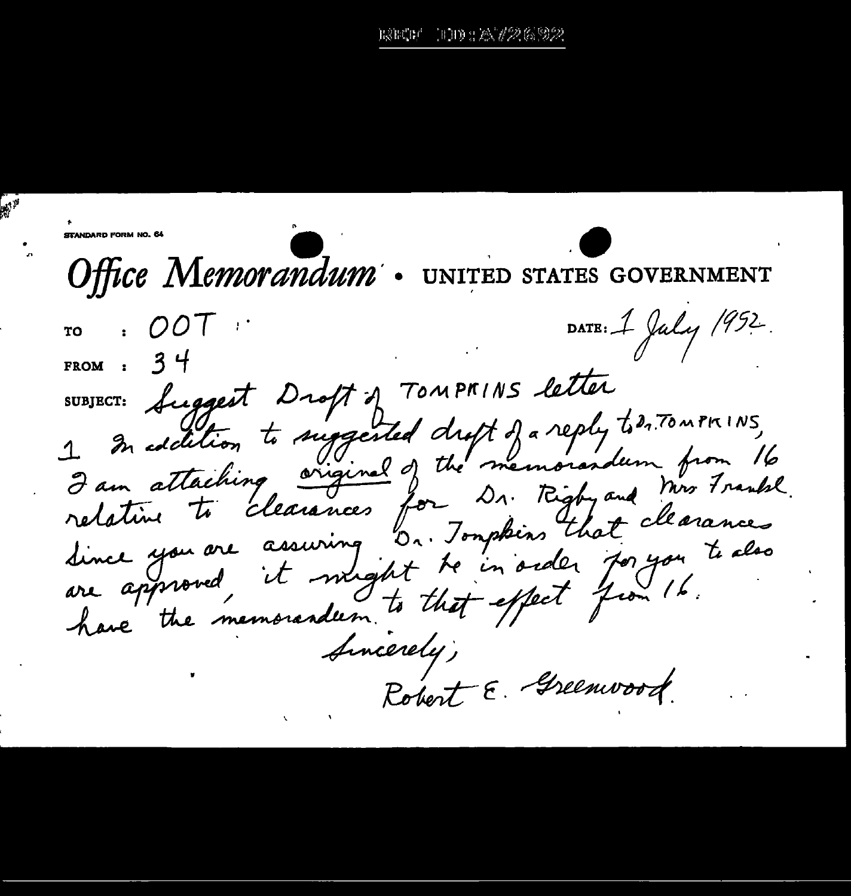STANDARD FORM NO. 64

*Office Memorandum* • UNITED STATES GOVERNMENT

TO : OOT

FROM : 34

DATE: 1 July 1952.

SUBJECT: Suggest Draft of TOMPKINS letter

1 In addition to suggested draft of a reply to Dr. TOMPKINS, I am attaching original of the memorandum from 16 relative to clearances for Dr. Rigby and Mrs Frankel. Since you are assuring Dr. Tompkins that clearances are approved, it might be in order for you to also have the memorandum to that effect from 16.

Sincerely,

Robert E. Greenwood.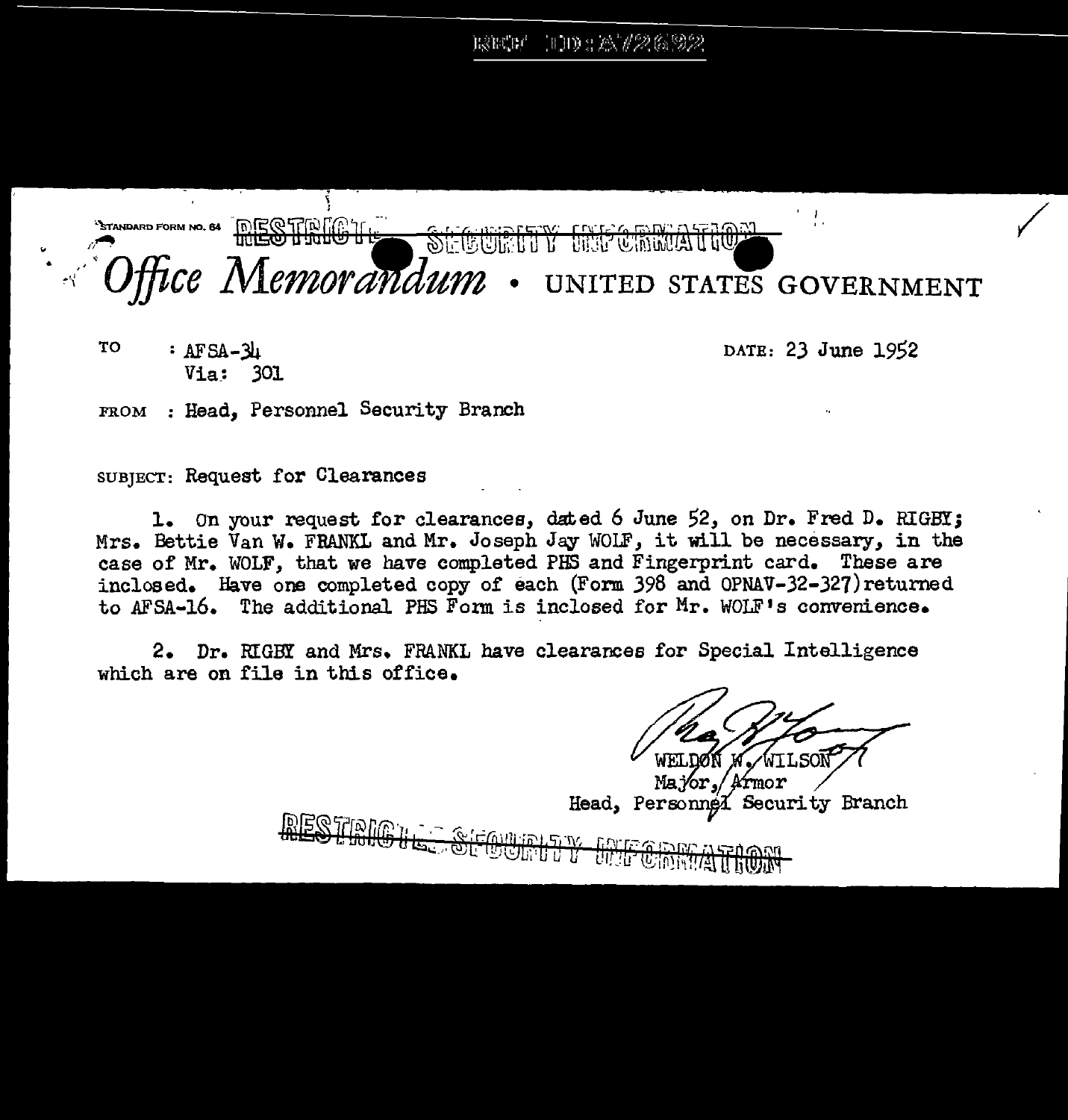REF ID:A72692

STANDARD FORM NO. 64 ~~RESTRICTED SECURITY INFORMATION~~

# *Office Memorandum* • UNITED STATES GOVERNMENT

TO : AFSA-34
Via: 301

DATE: 23 June 1952

FROM : Head, Personnel Security Branch

SUBJECT: Request for Clearances

1. On your request for clearances, dated 6 June 52, on Dr. Fred D. RIGBY; Mrs. Bettie Van W. FRANKL and Mr. Joseph Jay WOLF, it will be necessary, in the case of Mr. WOLF, that we have completed PHS and Fingerprint card. These are inclosed. Have one completed copy of each (Form 398 and OPNAV-32-327) returned to AFSA-16. The additional PHS Form is inclosed for Mr. WOLF's convenience.

2. Dr. RIGBY and Mrs. FRANKL have clearances for Special Intelligence which are on file in this office.

WELDON W. WILSON
Major, Armor
Head, Personnel Security Branch

~~RESTRICTED SECURITY INFORMATION~~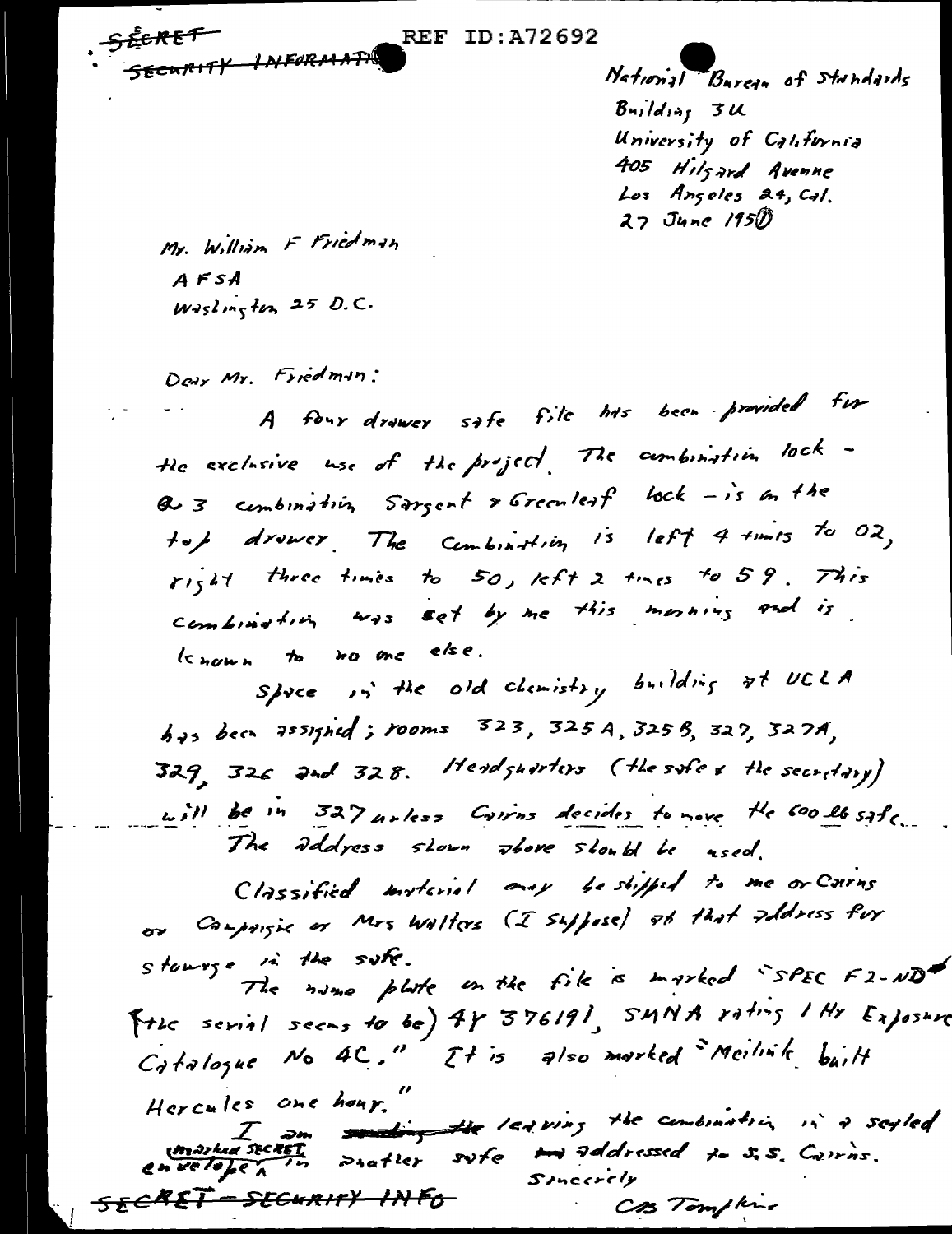~~SECRET~~

~~SECURITY INFORMATION~~

REF ID:A72692

National Bureau of Standards
Building 3U
University of California
405 Hilgard Avenue
Los Angeles 24, Cal.
27 June 1950

Mr. William F Friedman
AFSA
Washington 25 D.C.

Dear Mr. Friedman:

A four drawer safe file has been provided for the exclusive use of the project. The combination lock - a 3 combination Sargent & Greenleaf lock - is on the top drawer. The Combination is left 4 times to 02, right three times to 50, left 2 times to 59. This combination was set by me this morning and is known to no one else.

Space in the old chemistry building at UCLA has been assigned; rooms 323, 325A, 325B, 327, 327A, 329, 326 and 328. Headquarters (the safe & the secretary) will be in 327 unless Cairns decides to move the 600 lb safe. The address shown above should be used.

Classified material may be shipped to me or Cairns or Campaigne or Mrs Walters (I suppose) at that address for storage in the safe.

The name plate on the file is marked "SPEC F2-ND (the serial seems to be) 4Y 376191, SMNA rating 1 Hr Exposure Catalogue No 4C." It is also marked "Meilink built Hercules one hour."

I am ~~sending the~~ leaving the combination in a sealed envelope (marked SECRET) in another safe ~~and~~ addressed to S.S. Cairns.

Sincerely

CB Tompkins

~~SECRET - SECURITY INFO~~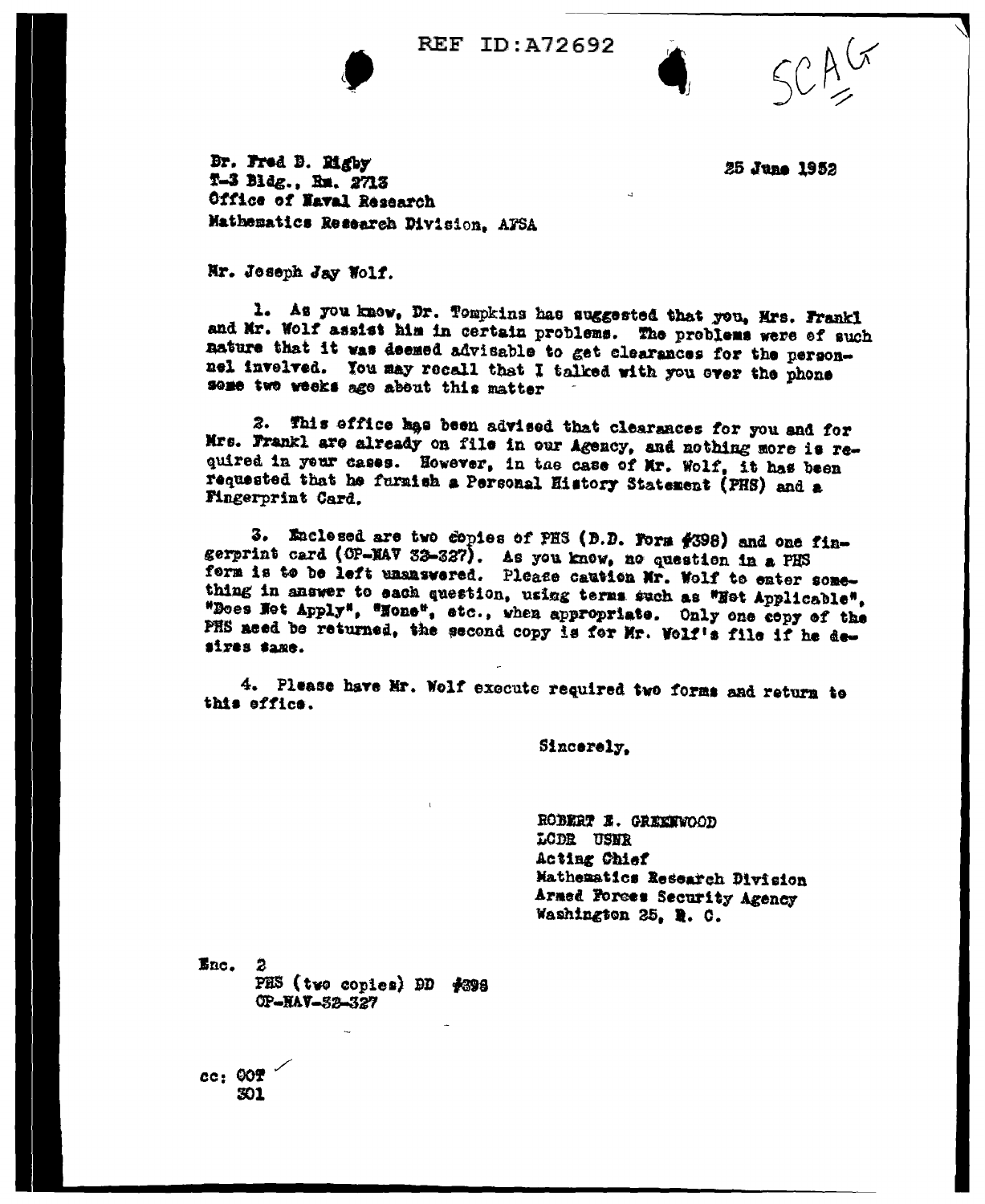REF ID:A72692

SCAG

Dr. Fred D. Rigby
T-3 Bldg., Rm. 2713
Office of Naval Research
Mathematics Research Division, AFSA

25 June 1952

Mr. Joseph Jay Wolf.

1. As you know, Dr. Tompkins has suggested that you, Mrs. Frankl and Mr. Wolf assist him in certain problems. The problems were of such nature that it was deemed advisable to get clearances for the personnel involved. You may recall that I talked with you over the phone some two weeks ago about this matter

2. This office has been advised that clearances for you and for Mrs. Frankl are already on file in our Agency, and nothing more is required in your cases. However, in the case of Mr. Wolf, it has been requested that he furnish a Personal History Statement (PHS) and a Fingerprint Card.

3. Enclosed are two copies of PHS (D.D. Form #398) and one fingerprint card (OP-NAV 32-327). As you know, no question in a PHS form is to be left unanswered. Please caution Mr. Wolf to enter something in answer to each question, using terms such as "Not Applicable", "Does Not Apply", "None", etc., when appropriate. Only one copy of the PHS need be returned, the second copy is for Mr. Wolf's file if he desires same.

4. Please have Mr. Wolf execute required two forms and return to this office.

Sincerely,

ROBERT E. GREENWOOD
LCDR USNR
Acting Chief
Mathematics Research Division
Armed Forces Security Agency
Washington 25, D. C.

Enc. 2
PHS (two copies) DD #398
OP-NAV-32-327

cc: OOT
301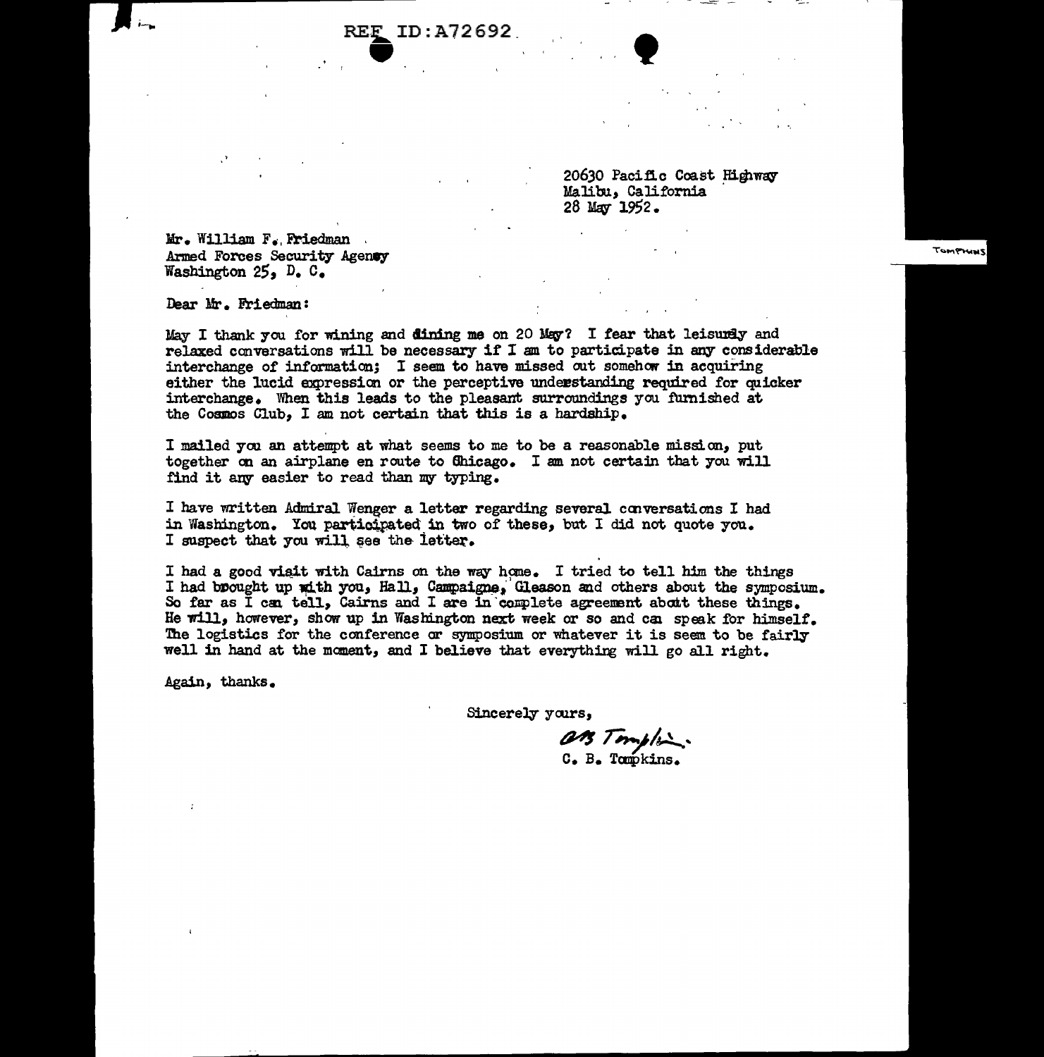REF ID:A72692

20630 Pacific Coast Highway
Malibu, California
28 May 1952.

Mr. William F. Friedman
Armed Forces Security Agency
Washington 25, D. C.

Dear Mr. Friedman:

May I thank you for wining and dining me on 20 May? I fear that leisurely and relaxed conversations will be necessary if I am to participate in any considerable interchange of information; I seem to have missed out somehow in acquiring either the lucid expression or the perceptive understanding required for quicker interchange. When this leads to the pleasant surroundings you furnished at the Cosmos Club, I am not certain that this is a hardship.

I mailed you an attempt at what seems to me to be a reasonable mission, put together on an airplane en route to Chicago. I am not certain that you will find it any easier to read than my typing.

I have written Admiral Wenger a letter regarding several conversations I had in Washington. You participated in two of these, but I did not quote you. I suspect that you will see the letter.

I had a good visit with Cairns on the way home. I tried to tell him the things I had brought up with you, Hall, Campaigne, Gleason and others about the symposium. So far as I can tell, Cairns and I are in complete agreement about these things. He will, however, show up in Washington next week or so and can speak for himself. The logistics for the conference or symposium or whatever it is seem to be fairly well in hand at the moment, and I believe that everything will go all right.

Again, thanks.

Sincerely yours,

CB Tompkins
C. B. Tompkins.